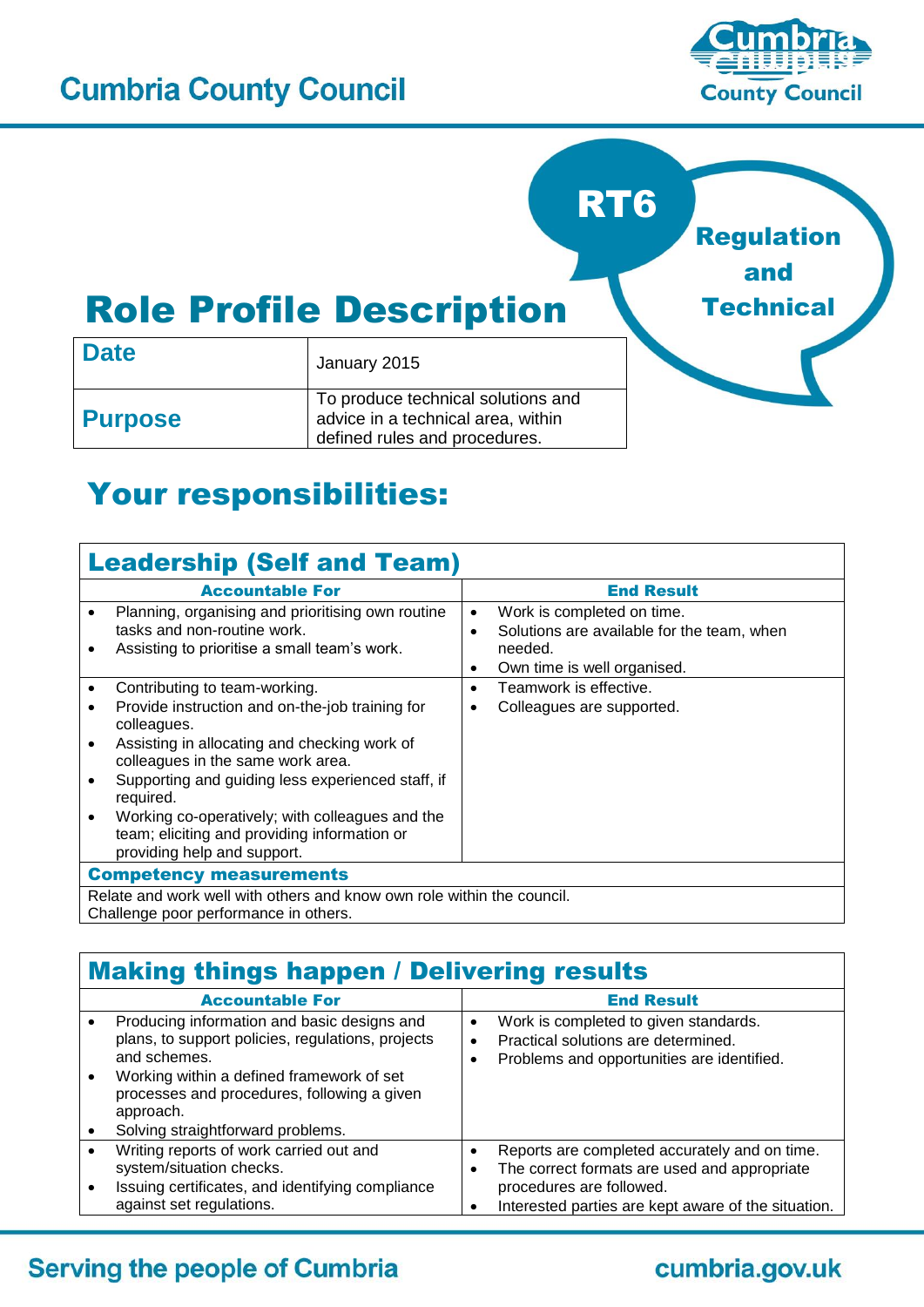# Cumbria County Council

**RT6**

**Regulation and Technical**

# Role Profile Description

| Date | January 2015 |
|---|---|
| **Purpose** | To produce technical solutions and advice in a technical area, within defined rules and procedures. |

# Your responsibilities:

## Leadership (Self and Team)

| Accountable For | End Result |
|---|---|
| • Planning, organising and prioritising own routine tasks and non-routine work.<br>• Assisting to prioritise a small team's work. | • Work is completed on time.<br>• Solutions are available for the team, when needed.<br>• Own time is well organised. |
| • Contributing to team-working.<br>• Provide instruction and on-the-job training for colleagues.<br>• Assisting in allocating and checking work of colleagues in the same work area.<br>• Supporting and guiding less experienced staff, if required.<br>• Working co-operatively; with colleagues and the team; eliciting and providing information or providing help and support. | • Teamwork is effective.<br>• Colleagues are supported. |

**Competency measurements**

Relate and work well with others and know own role within the council.
Challenge poor performance in others.

## Making things happen / Delivering results

| Accountable For | End Result |
|---|---|
| • Producing information and basic designs and plans, to support policies, regulations, projects and schemes.<br>• Working within a defined framework of set processes and procedures, following a given approach.<br>• Solving straightforward problems. | • Work is completed to given standards.<br>• Practical solutions are determined.<br>• Problems and opportunities are identified. |
| • Writing reports of work carried out and system/situation checks.<br>• Issuing certificates, and identifying compliance against set regulations. | • Reports are completed accurately and on time.<br>• The correct formats are used and appropriate procedures are followed.<br>• Interested parties are kept aware of the situation. |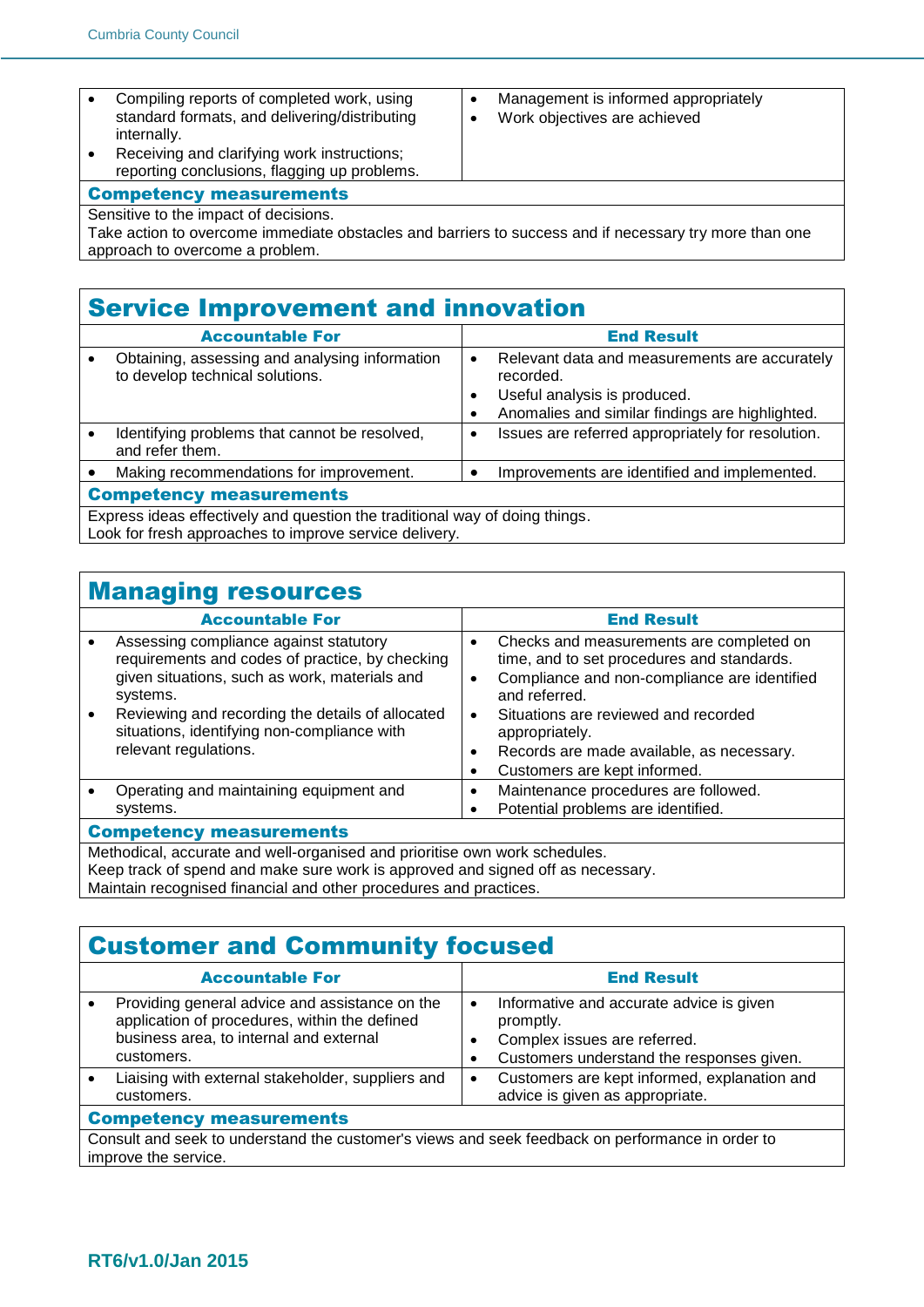| | |
|---|---|
| • Compiling reports of completed work, using standard formats, and delivering/distributing internally.<br>• Receiving and clarifying work instructions; reporting conclusions, flagging up problems. | • Management is informed appropriately<br>• Work objectives are achieved |

**Competency measurements**

Sensitive to the impact of decisions.
Take action to overcome immediate obstacles and barriers to success and if necessary try more than one approach to overcome a problem.

## Service Improvement and innovation

| Accountable For | End Result |
|---|---|
| • Obtaining, assessing and analysing information to develop technical solutions. | • Relevant data and measurements are accurately recorded.<br>• Useful analysis is produced.<br>• Anomalies and similar findings are highlighted. |
| • Identifying problems that cannot be resolved, and refer them. | • Issues are referred appropriately for resolution. |
| • Making recommendations for improvement. | • Improvements are identified and implemented. |

**Competency measurements**

Express ideas effectively and question the traditional way of doing things.
Look for fresh approaches to improve service delivery.

## Managing resources

| Accountable For | End Result |
|---|---|
| • Assessing compliance against statutory requirements and codes of practice, by checking given situations, such as work, materials and systems.<br>• Reviewing and recording the details of allocated situations, identifying non-compliance with relevant regulations. | • Checks and measurements are completed on time, and to set procedures and standards.<br>• Compliance and non-compliance are identified and referred.<br>• Situations are reviewed and recorded appropriately.<br>• Records are made available, as necessary.<br>• Customers are kept informed. |
| • Operating and maintaining equipment and systems. | • Maintenance procedures are followed.<br>• Potential problems are identified. |

**Competency measurements**

Methodical, accurate and well-organised and prioritise own work schedules.
Keep track of spend and make sure work is approved and signed off as necessary.
Maintain recognised financial and other procedures and practices.

## Customer and Community focused

| Accountable For | End Result |
|---|---|
| • Providing general advice and assistance on the application of procedures, within the defined business area, to internal and external customers. | • Informative and accurate advice is given promptly.<br>• Complex issues are referred.<br>• Customers understand the responses given. |
| • Liaising with external stakeholder, suppliers and customers. | • Customers are kept informed, explanation and advice is given as appropriate. |

**Competency measurements**

Consult and seek to understand the customer's views and seek feedback on performance in order to improve the service.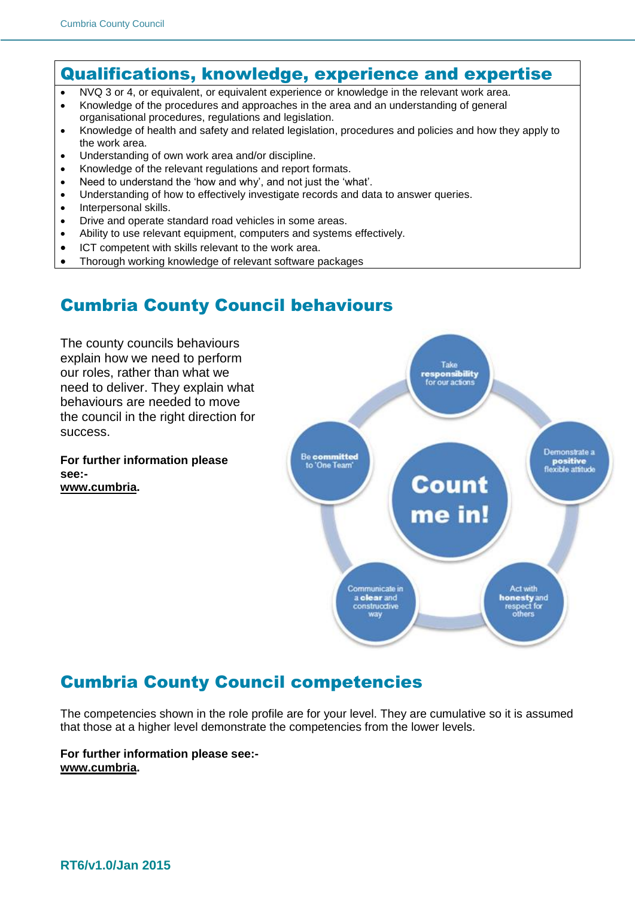## Qualifications, knowledge, experience and expertise

- NVQ 3 or 4, or equivalent, or equivalent experience or knowledge in the relevant work area.
- Knowledge of the procedures and approaches in the area and an understanding of general organisational procedures, regulations and legislation.
- Knowledge of health and safety and related legislation, procedures and policies and how they apply to the work area.
- Understanding of own work area and/or discipline.
- Knowledge of the relevant regulations and report formats.
- Need to understand the 'how and why', and not just the 'what'.
- Understanding of how to effectively investigate records and data to answer queries.
- Interpersonal skills.
- Drive and operate standard road vehicles in some areas.
- Ability to use relevant equipment, computers and systems effectively.
- ICT competent with skills relevant to the work area.
- Thorough working knowledge of relevant software packages

## Cumbria County Council behaviours

The county councils behaviours explain how we need to perform our roles, rather than what we need to deliver. They explain what behaviours are needed to move the council in the right direction for success.

**For further information please see:-**
**www.cumbria.**

Count me in!

Take **responsibility** for our actions

Demonstrate a **positive** flexible attitude

Act with **honesty** and respect for others

Communicate in a **clear** and constructive way

Be **committed** to 'One Team'

## Cumbria County Council competencies

The competencies shown in the role profile are for your level. They are cumulative so it is assumed that those at a higher level demonstrate the competencies from the lower levels.

**For further information please see:-**
**www.cumbria.**

RT6/v1.0/Jan 2015